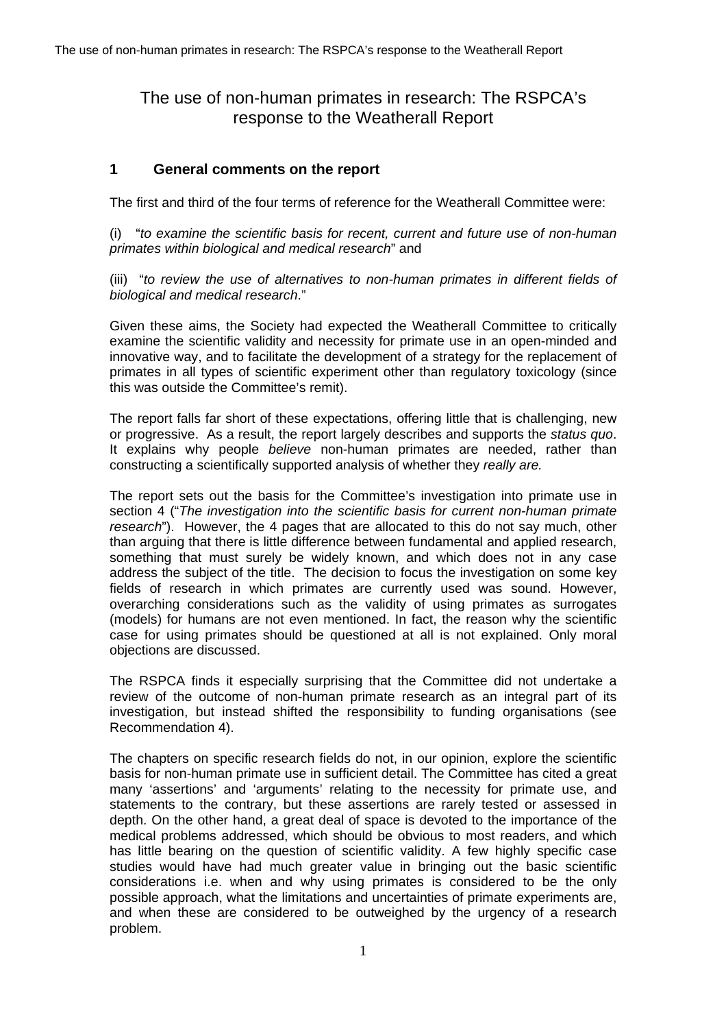# The use of non-human primates in research: The RSPCA's response to the Weatherall Report

## 1 General comments on the report

The first and third of the four terms of reference for the Weatherall Committee were:

(i) "*to examine the scientific basis for recent, current and future use of non-human primates within biological and medical research*" and

(iii) "*to review the use of alternatives to non-human primates in different fields of biological and medical research*."

Given these aims, the Society had expected the Weatherall Committee to critically examine the scientific validity and necessity for primate use in an open-minded and innovative way, and to facilitate the development of a strategy for the replacement of primates in all types of scientific experiment other than regulatory toxicology (since this was outside the Committee's remit).

The report falls far short of these expectations, offering little that is challenging, new or progressive. As a result, the report largely describes and supports the *status quo*. It explains why people *believe* non-human primates are needed, rather than constructing a scientifically supported analysis of whether they *really are.*

The report sets out the basis for the Committee's investigation into primate use in section 4 ("*The investigation into the scientific basis for current non-human primate research*"). However, the 4 pages that are allocated to this do not say much, other than arguing that there is little difference between fundamental and applied research, something that must surely be widely known, and which does not in any case address the subject of the title. The decision to focus the investigation on some key fields of research in which primates are currently used was sound. However, overarching considerations such as the validity of using primates as surrogates (models) for humans are not even mentioned. In fact, the reason why the scientific case for using primates should be questioned at all is not explained. Only moral objections are discussed.

The RSPCA finds it especially surprising that the Committee did not undertake a review of the outcome of non-human primate research as an integral part of its investigation, but instead shifted the responsibility to funding organisations (see Recommendation 4).

The chapters on specific research fields do not, in our opinion, explore the scientific basis for non-human primate use in sufficient detail. The Committee has cited a great many 'assertions' and 'arguments' relating to the necessity for primate use, and statements to the contrary, but these assertions are rarely tested or assessed in depth. On the other hand, a great deal of space is devoted to the importance of the medical problems addressed, which should be obvious to most readers, and which has little bearing on the question of scientific validity. A few highly specific case studies would have had much greater value in bringing out the basic scientific considerations i.e. when and why using primates is considered to be the only possible approach, what the limitations and uncertainties of primate experiments are, and when these are considered to be outweighed by the urgency of a research problem.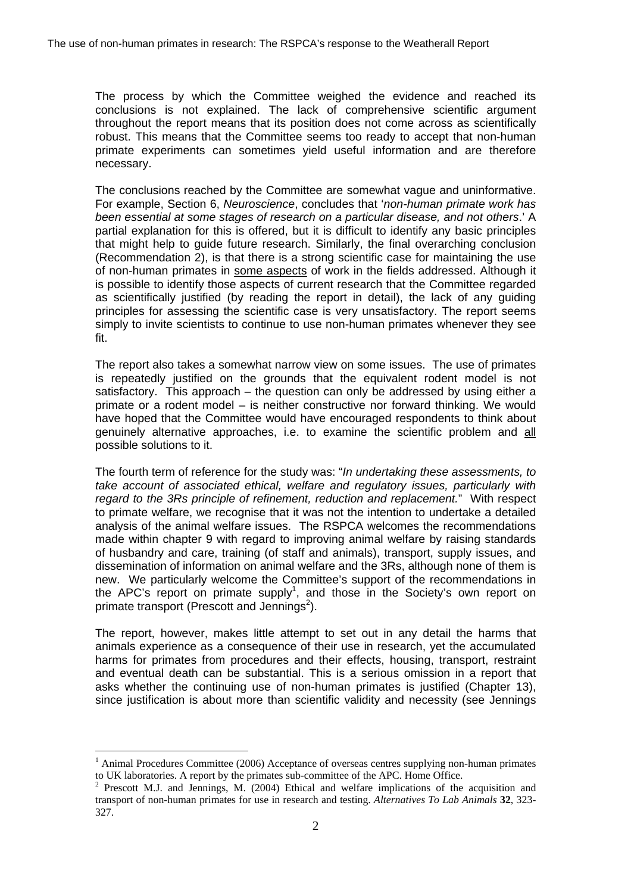The process by which the Committee weighed the evidence and reached its conclusions is not explained. The lack of comprehensive scientific argument throughout the report means that its position does not come across as scientifically robust. This means that the Committee seems too ready to accept that non-human primate experiments can sometimes yield useful information and are therefore necessary.

The conclusions reached by the Committee are somewhat vague and uninformative. For example, Section 6, *Neuroscience*, concludes that '*non-human primate work has been essential at some stages of research on a particular disease, and not others*.' A partial explanation for this is offered, but it is difficult to identify any basic principles that might help to guide future research. Similarly, the final overarching conclusion (Recommendation 2), is that there is a strong scientific case for maintaining the use of non-human primates in <u>some aspects</u> of work in the fields addressed. Although it is possible to identify those aspects of current research that the Committee regarded as scientifically justified (by reading the report in detail), the lack of any guiding principles for assessing the scientific case is very unsatisfactory. The report seems simply to invite scientists to continue to use non-human primates whenever they see fit.

The report also takes a somewhat narrow view on some issues. The use of primates is repeatedly justified on the grounds that the equivalent rodent model is not satisfactory. This approach – the question can only be addressed by using either a primate or a rodent model – is neither constructive nor forward thinking. We would have hoped that the Committee would have encouraged respondents to think about genuinely alternative approaches, i.e. to examine the scientific problem and <u>all</u> possible solutions to it.

The fourth term of reference for the study was: "*In undertaking these assessments, to take account of associated ethical, welfare and regulatory issues, particularly with regard to the 3Rs principle of refinement, reduction and replacement.*" With respect to primate welfare, we recognise that it was not the intention to undertake a detailed analysis of the animal welfare issues. The RSPCA welcomes the recommendations made within chapter 9 with regard to improving animal welfare by raising standards of husbandry and care, training (of staff and animals), transport, supply issues, and dissemination of information on animal welfare and the 3Rs, although none of them is new. We particularly welcome the Committee's support of the recommendations in the APC's report on primate supply[1], and those in the Society's own report on primate transport (Prescott and Jennings[2]).

The report, however, makes little attempt to set out in any detail the harms that animals experience as a consequence of their use in research, yet the accumulated harms for primates from procedures and their effects, housing, transport, restraint and eventual death can be substantial. This is a serious omission in a report that asks whether the continuing use of non-human primates is justified (Chapter 13), since justification is about more than scientific validity and necessity (see Jennings

[1] Animal Procedures Committee (2006) Acceptance of overseas centres supplying non-human primates to UK laboratories. A report by the primates sub-committee of the APC. Home Office.

[2] Prescott M.J. and Jennings, M. (2004) Ethical and welfare implications of the acquisition and transport of non-human primates for use in research and testing. *Alternatives To Lab Animals* **32**, 323-327.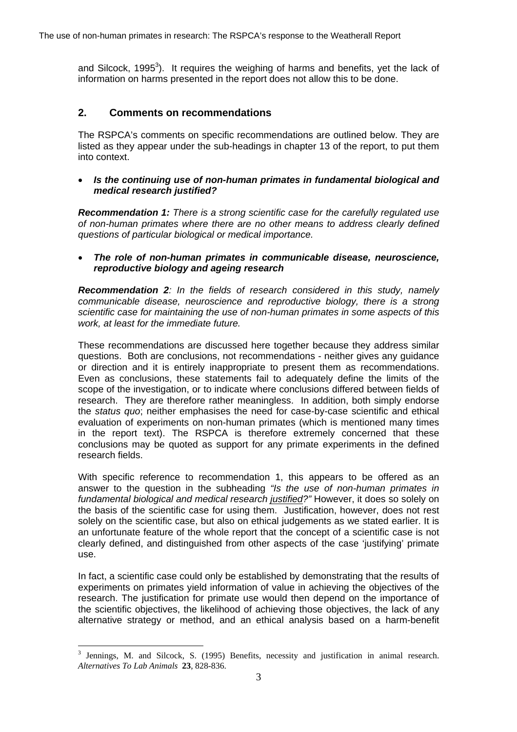and Silcock, 1995[3]). It requires the weighing of harms and benefits, yet the lack of information on harms presented in the report does not allow this to be done.

## 2. Comments on recommendations

The RSPCA's comments on specific recommendations are outlined below. They are listed as they appear under the sub-headings in chapter 13 of the report, to put them into context.

- ***Is the continuing use of non-human primates in fundamental biological and medical research justified?***

***Recommendation 1:*** *There is a strong scientific case for the carefully regulated use of non-human primates where there are no other means to address clearly defined questions of particular biological or medical importance.*

- ***The role of non-human primates in communicable disease, neuroscience, reproductive biology and ageing research***

***Recommendation 2****: In the fields of research considered in this study, namely communicable disease, neuroscience and reproductive biology, there is a strong scientific case for maintaining the use of non-human primates in some aspects of this work, at least for the immediate future.*

These recommendations are discussed here together because they address similar questions. Both are conclusions, not recommendations - neither gives any guidance or direction and it is entirely inappropriate to present them as recommendations. Even as conclusions, these statements fail to adequately define the limits of the scope of the investigation, or to indicate where conclusions differed between fields of research. They are therefore rather meaningless. In addition, both simply endorse the *status quo*; neither emphasises the need for case-by-case scientific and ethical evaluation of experiments on non-human primates (which is mentioned many times in the report text). The RSPCA is therefore extremely concerned that these conclusions may be quoted as support for any primate experiments in the defined research fields.

With specific reference to recommendation 1, this appears to be offered as an answer to the question in the subheading *"Is the use of non-human primates in fundamental biological and medical research justified?"* However, it does so solely on the basis of the scientific case for using them. Justification, however, does not rest solely on the scientific case, but also on ethical judgements as we stated earlier. It is an unfortunate feature of the whole report that the concept of a scientific case is not clearly defined, and distinguished from other aspects of the case 'justifying' primate use.

In fact, a scientific case could only be established by demonstrating that the results of experiments on primates yield information of value in achieving the objectives of the research. The justification for primate use would then depend on the importance of the scientific objectives, the likelihood of achieving those objectives, the lack of any alternative strategy or method, and an ethical analysis based on a harm-benefit

[3] Jennings, M. and Silcock, S. (1995) Benefits, necessity and justification in animal research. *Alternatives To Lab Animals* **23**, 828-836.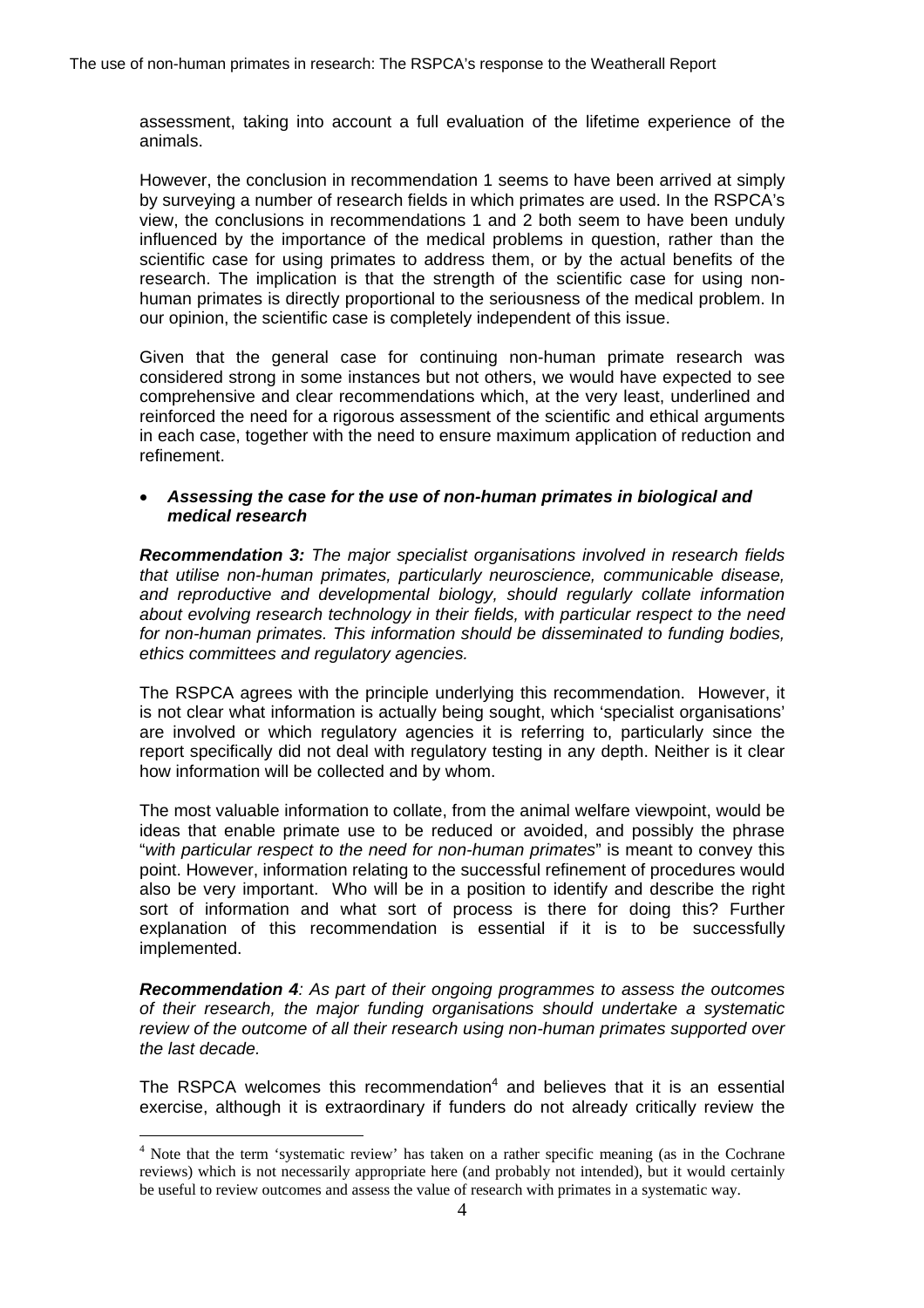assessment, taking into account a full evaluation of the lifetime experience of the animals.

However, the conclusion in recommendation 1 seems to have been arrived at simply by surveying a number of research fields in which primates are used. In the RSPCA's view, the conclusions in recommendations 1 and 2 both seem to have been unduly influenced by the importance of the medical problems in question, rather than the scientific case for using primates to address them, or by the actual benefits of the research. The implication is that the strength of the scientific case for using non-human primates is directly proportional to the seriousness of the medical problem. In our opinion, the scientific case is completely independent of this issue.

Given that the general case for continuing non-human primate research was considered strong in some instances but not others, we would have expected to see comprehensive and clear recommendations which, at the very least, underlined and reinforced the need for a rigorous assessment of the scientific and ethical arguments in each case, together with the need to ensure maximum application of reduction and refinement.

- ***Assessing the case for the use of non-human primates in biological and medical research***

***Recommendation 3:*** *The major specialist organisations involved in research fields that utilise non-human primates, particularly neuroscience, communicable disease, and reproductive and developmental biology, should regularly collate information about evolving research technology in their fields, with particular respect to the need for non-human primates. This information should be disseminated to funding bodies, ethics committees and regulatory agencies.*

The RSPCA agrees with the principle underlying this recommendation. However, it is not clear what information is actually being sought, which 'specialist organisations' are involved or which regulatory agencies it is referring to, particularly since the report specifically did not deal with regulatory testing in any depth. Neither is it clear how information will be collected and by whom.

The most valuable information to collate, from the animal welfare viewpoint, would be ideas that enable primate use to be reduced or avoided, and possibly the phrase "*with particular respect to the need for non-human primates*" is meant to convey this point. However, information relating to the successful refinement of procedures would also be very important. Who will be in a position to identify and describe the right sort of information and what sort of process is there for doing this? Further explanation of this recommendation is essential if it is to be successfully implemented.

***Recommendation 4****: As part of their ongoing programmes to assess the outcomes of their research, the major funding organisations should undertake a systematic review of the outcome of all their research using non-human primates supported over the last decade.*

The RSPCA welcomes this recommendation[4] and believes that it is an essential exercise, although it is extraordinary if funders do not already critically review the

[4] Note that the term 'systematic review' has taken on a rather specific meaning (as in the Cochrane reviews) which is not necessarily appropriate here (and probably not intended), but it would certainly be useful to review outcomes and assess the value of research with primates in a systematic way.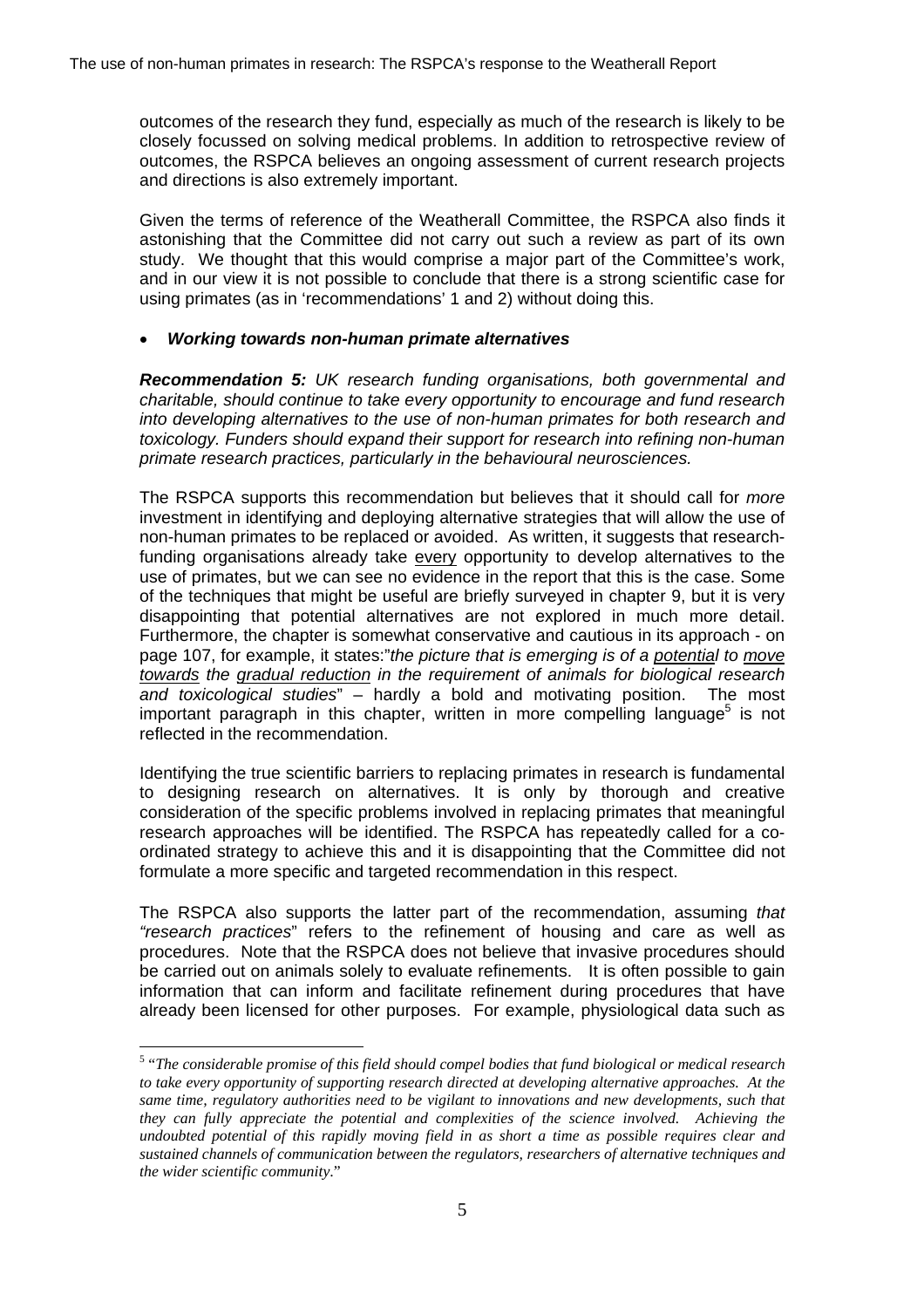outcomes of the research they fund, especially as much of the research is likely to be closely focussed on solving medical problems. In addition to retrospective review of outcomes, the RSPCA believes an ongoing assessment of current research projects and directions is also extremely important.

Given the terms of reference of the Weatherall Committee, the RSPCA also finds it astonishing that the Committee did not carry out such a review as part of its own study. We thought that this would comprise a major part of the Committee's work, and in our view it is not possible to conclude that there is a strong scientific case for using primates (as in 'recommendations' 1 and 2) without doing this.

- ***Working towards non-human primate alternatives***

***Recommendation 5:*** *UK research funding organisations, both governmental and charitable, should continue to take every opportunity to encourage and fund research into developing alternatives to the use of non-human primates for both research and toxicology. Funders should expand their support for research into refining non-human primate research practices, particularly in the behavioural neurosciences.*

The RSPCA supports this recommendation but believes that it should call for *more* investment in identifying and deploying alternative strategies that will allow the use of non-human primates to be replaced or avoided. As written, it suggests that research-funding organisations already take <u>every</u> opportunity to develop alternatives to the use of primates, but we can see no evidence in the report that this is the case. Some of the techniques that might be useful are briefly surveyed in chapter 9, but it is very disappointing that potential alternatives are not explored in much more detail. Furthermore, the chapter is somewhat conservative and cautious in its approach - on page 107, for example, it states:"*the picture that is emerging is of a <u>potential</u> to <u>move towards</u> the <u>gradual reduction</u> in the requirement of animals for biological research and toxicological studies*" – hardly a bold and motivating position. The most important paragraph in this chapter, written in more compelling language[5] is not reflected in the recommendation.

Identifying the true scientific barriers to replacing primates in research is fundamental to designing research on alternatives. It is only by thorough and creative consideration of the specific problems involved in replacing primates that meaningful research approaches will be identified. The RSPCA has repeatedly called for a co-ordinated strategy to achieve this and it is disappointing that the Committee did not formulate a more specific and targeted recommendation in this respect.

The RSPCA also supports the latter part of the recommendation, assuming *that "research practices*" refers to the refinement of housing and care as well as procedures. Note that the RSPCA does not believe that invasive procedures should be carried out on animals solely to evaluate refinements. It is often possible to gain information that can inform and facilitate refinement during procedures that have already been licensed for other purposes. For example, physiological data such as

---

[5] "*The considerable promise of this field should compel bodies that fund biological or medical research to take every opportunity of supporting research directed at developing alternative approaches. At the same time, regulatory authorities need to be vigilant to innovations and new developments, such that they can fully appreciate the potential and complexities of the science involved. Achieving the undoubted potential of this rapidly moving field in as short a time as possible requires clear and sustained channels of communication between the regulators, researchers of alternative techniques and the wider scientific community*."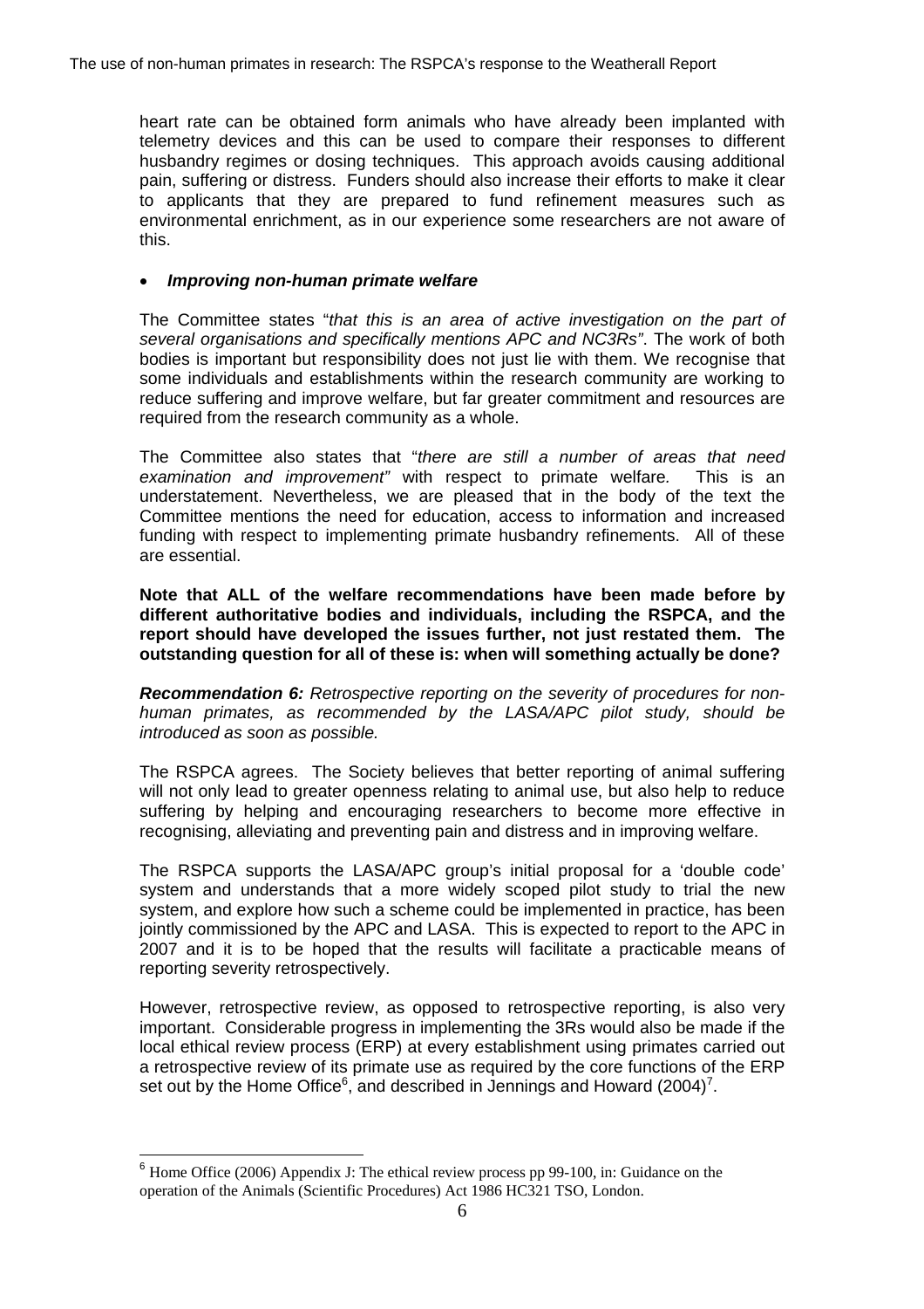heart rate can be obtained form animals who have already been implanted with telemetry devices and this can be used to compare their responses to different husbandry regimes or dosing techniques. This approach avoids causing additional pain, suffering or distress. Funders should also increase their efforts to make it clear to applicants that they are prepared to fund refinement measures such as environmental enrichment, as in our experience some researchers are not aware of this.

- ***Improving non-human primate welfare***

The Committee states "*that this is an area of active investigation on the part of several organisations and specifically mentions APC and NC3Rs"*. The work of both bodies is important but responsibility does not just lie with them. We recognise that some individuals and establishments within the research community are working to reduce suffering and improve welfare, but far greater commitment and resources are required from the research community as a whole.

The Committee also states that "*there are still a number of areas that need examination and improvement"* with respect to primate welfare. This is an understatement. Nevertheless, we are pleased that in the body of the text the Committee mentions the need for education, access to information and increased funding with respect to implementing primate husbandry refinements. All of these are essential.

**Note that ALL of the welfare recommendations have been made before by different authoritative bodies and individuals, including the RSPCA, and the report should have developed the issues further, not just restated them. The outstanding question for all of these is: when will something actually be done?**

***Recommendation 6:*** *Retrospective reporting on the severity of procedures for non-human primates, as recommended by the LASA/APC pilot study, should be introduced as soon as possible.*

The RSPCA agrees. The Society believes that better reporting of animal suffering will not only lead to greater openness relating to animal use, but also help to reduce suffering by helping and encouraging researchers to become more effective in recognising, alleviating and preventing pain and distress and in improving welfare.

The RSPCA supports the LASA/APC group's initial proposal for a 'double code' system and understands that a more widely scoped pilot study to trial the new system, and explore how such a scheme could be implemented in practice, has been jointly commissioned by the APC and LASA. This is expected to report to the APC in 2007 and it is to be hoped that the results will facilitate a practicable means of reporting severity retrospectively.

However, retrospective review, as opposed to retrospective reporting, is also very important. Considerable progress in implementing the 3Rs would also be made if the local ethical review process (ERP) at every establishment using primates carried out a retrospective review of its primate use as required by the core functions of the ERP set out by the Home Office[6], and described in Jennings and Howard (2004)[7].

---

[6] Home Office (2006) Appendix J: The ethical review process pp 99-100, in: Guidance on the operation of the Animals (Scientific Procedures) Act 1986 HC321 TSO, London.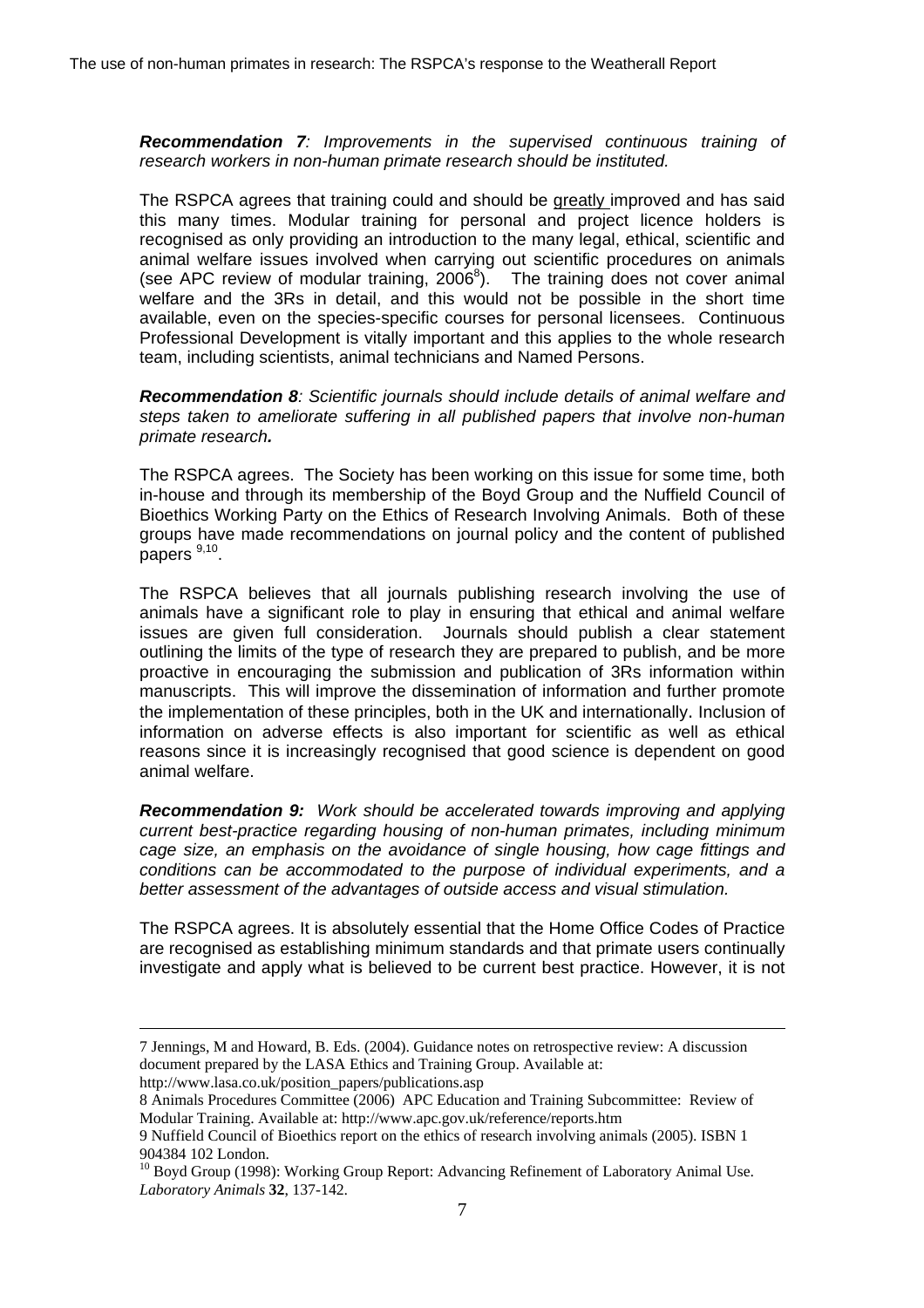***Recommendation 7**: Improvements in the supervised continuous training of research workers in non-human primate research should be instituted.*

The RSPCA agrees that training could and should be greatly improved and has said this many times. Modular training for personal and project licence holders is recognised as only providing an introduction to the many legal, ethical, scientific and animal welfare issues involved when carrying out scientific procedures on animals (see APC review of modular training, 2006[8]). The training does not cover animal welfare and the 3Rs in detail, and this would not be possible in the short time available, even on the species-specific courses for personal licensees. Continuous Professional Development is vitally important and this applies to the whole research team, including scientists, animal technicians and Named Persons.

***Recommendation 8**: Scientific journals should include details of animal welfare and steps taken to ameliorate suffering in all published papers that involve non-human primate research.*

The RSPCA agrees. The Society has been working on this issue for some time, both in-house and through its membership of the Boyd Group and the Nuffield Council of Bioethics Working Party on the Ethics of Research Involving Animals. Both of these groups have made recommendations on journal policy and the content of published papers [9,10].

The RSPCA believes that all journals publishing research involving the use of animals have a significant role to play in ensuring that ethical and animal welfare issues are given full consideration. Journals should publish a clear statement outlining the limits of the type of research they are prepared to publish, and be more proactive in encouraging the submission and publication of 3Rs information within manuscripts. This will improve the dissemination of information and further promote the implementation of these principles, both in the UK and internationally. Inclusion of information on adverse effects is also important for scientific as well as ethical reasons since it is increasingly recognised that good science is dependent on good animal welfare.

***Recommendation 9:** Work should be accelerated towards improving and applying current best-practice regarding housing of non-human primates, including minimum cage size, an emphasis on the avoidance of single housing, how cage fittings and conditions can be accommodated to the purpose of individual experiments, and a better assessment of the advantages of outside access and visual stimulation.*

The RSPCA agrees. It is absolutely essential that the Home Office Codes of Practice are recognised as establishing minimum standards and that primate users continually investigate and apply what is believed to be current best practice. However, it is not

---

7 Jennings, M and Howard, B. Eds. (2004). Guidance notes on retrospective review: A discussion document prepared by the LASA Ethics and Training Group. Available at: http://www.lasa.co.uk/position_papers/publications.asp

8 Animals Procedures Committee (2006) APC Education and Training Subcommittee: Review of Modular Training. Available at: http://www.apc.gov.uk/reference/reports.htm

9 Nuffield Council of Bioethics report on the ethics of research involving animals (2005). ISBN 1 904384 102 London.

10 Boyd Group (1998): Working Group Report: Advancing Refinement of Laboratory Animal Use. *Laboratory Animals* **32**, 137-142.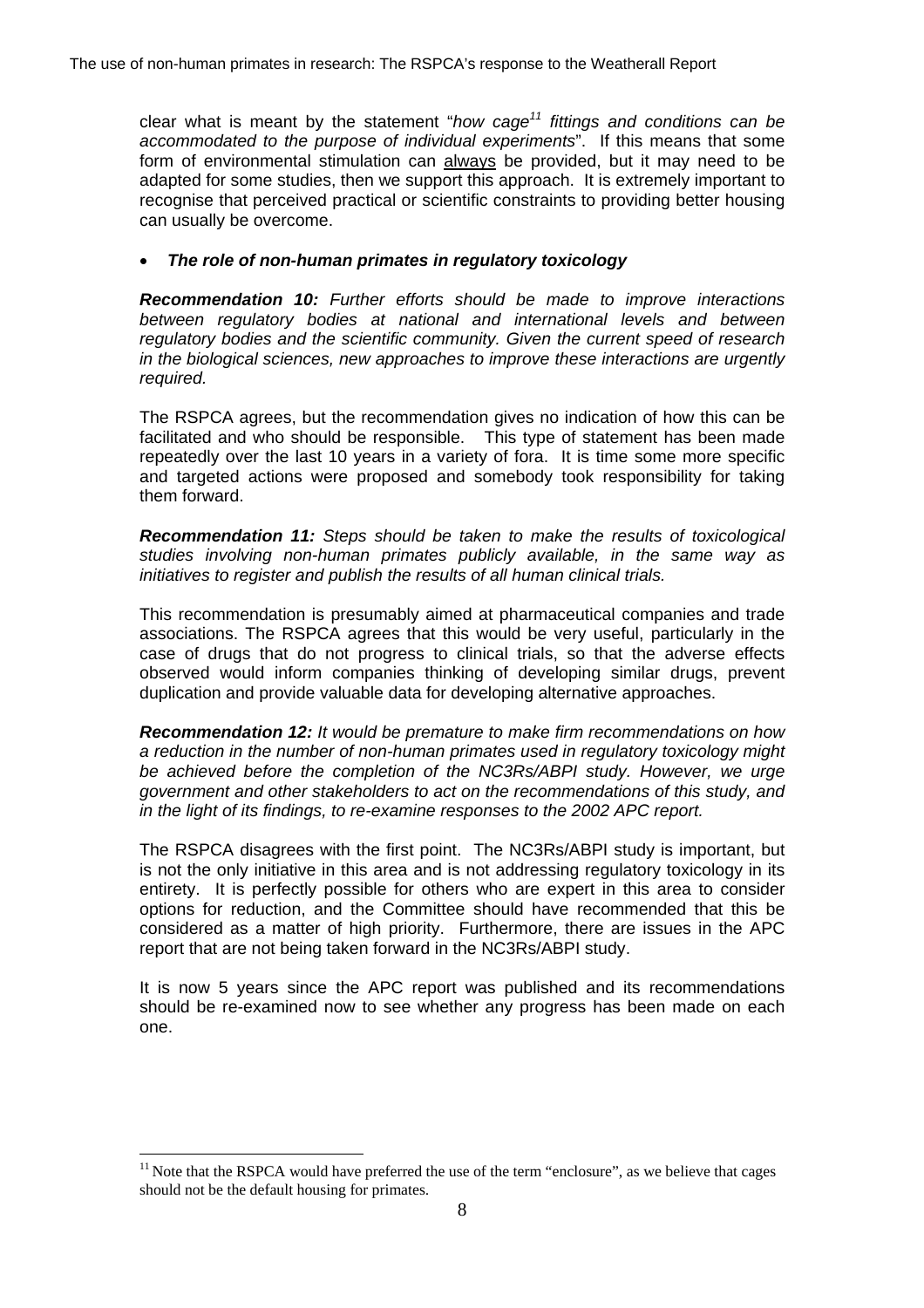clear what is meant by the statement "*how cage*[11] *fittings and conditions can be accommodated to the purpose of individual experiments*". If this means that some form of environmental stimulation can <u>always</u> be provided, but it may need to be adapted for some studies, then we support this approach. It is extremely important to recognise that perceived practical or scientific constraints to providing better housing can usually be overcome.

- ***The role of non-human primates in regulatory toxicology***

***Recommendation 10:*** *Further efforts should be made to improve interactions between regulatory bodies at national and international levels and between regulatory bodies and the scientific community. Given the current speed of research in the biological sciences, new approaches to improve these interactions are urgently required.*

The RSPCA agrees, but the recommendation gives no indication of how this can be facilitated and who should be responsible. This type of statement has been made repeatedly over the last 10 years in a variety of fora. It is time some more specific and targeted actions were proposed and somebody took responsibility for taking them forward.

***Recommendation 11:*** *Steps should be taken to make the results of toxicological studies involving non-human primates publicly available, in the same way as initiatives to register and publish the results of all human clinical trials.*

This recommendation is presumably aimed at pharmaceutical companies and trade associations. The RSPCA agrees that this would be very useful, particularly in the case of drugs that do not progress to clinical trials, so that the adverse effects observed would inform companies thinking of developing similar drugs, prevent duplication and provide valuable data for developing alternative approaches.

***Recommendation 12:*** *It would be premature to make firm recommendations on how a reduction in the number of non-human primates used in regulatory toxicology might be achieved before the completion of the NC3Rs/ABPI study. However, we urge government and other stakeholders to act on the recommendations of this study, and in the light of its findings, to re-examine responses to the 2002 APC report.*

The RSPCA disagrees with the first point. The NC3Rs/ABPI study is important, but is not the only initiative in this area and is not addressing regulatory toxicology in its entirety. It is perfectly possible for others who are expert in this area to consider options for reduction, and the Committee should have recommended that this be considered as a matter of high priority. Furthermore, there are issues in the APC report that are not being taken forward in the NC3Rs/ABPI study.

It is now 5 years since the APC report was published and its recommendations should be re-examined now to see whether any progress has been made on each one.

---

[11] Note that the RSPCA would have preferred the use of the term "enclosure", as we believe that cages should not be the default housing for primates.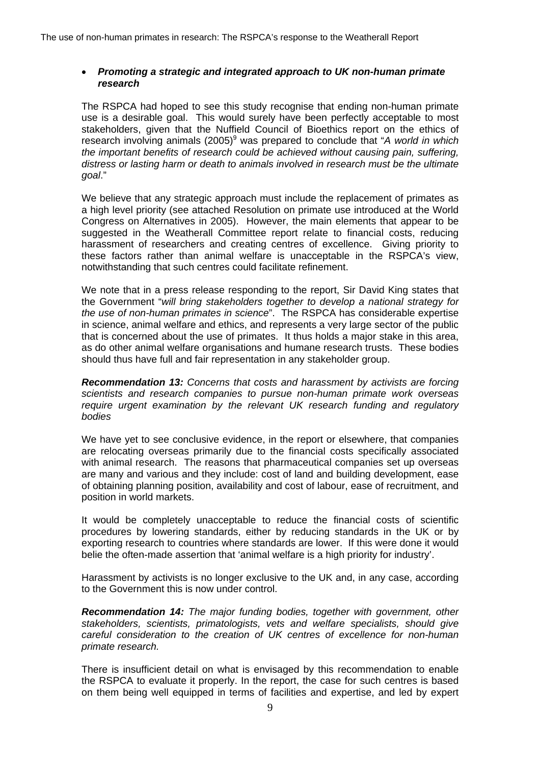- ***Promoting a strategic and integrated approach to UK non-human primate research***

The RSPCA had hoped to see this study recognise that ending non-human primate use is a desirable goal. This would surely have been perfectly acceptable to most stakeholders, given that the Nuffield Council of Bioethics report on the ethics of research involving animals (2005)[9] was prepared to conclude that "*A world in which the important benefits of research could be achieved without causing pain, suffering, distress or lasting harm or death to animals involved in research must be the ultimate goal*."

We believe that any strategic approach must include the replacement of primates as a high level priority (see attached Resolution on primate use introduced at the World Congress on Alternatives in 2005). However, the main elements that appear to be suggested in the Weatherall Committee report relate to financial costs, reducing harassment of researchers and creating centres of excellence. Giving priority to these factors rather than animal welfare is unacceptable in the RSPCA's view, notwithstanding that such centres could facilitate refinement.

We note that in a press release responding to the report, Sir David King states that the Government "*will bring stakeholders together to develop a national strategy for the use of non-human primates in science*". The RSPCA has considerable expertise in science, animal welfare and ethics, and represents a very large sector of the public that is concerned about the use of primates. It thus holds a major stake in this area, as do other animal welfare organisations and humane research trusts. These bodies should thus have full and fair representation in any stakeholder group.

***Recommendation 13:*** *Concerns that costs and harassment by activists are forcing scientists and research companies to pursue non-human primate work overseas require urgent examination by the relevant UK research funding and regulatory bodies*

We have yet to see conclusive evidence, in the report or elsewhere, that companies are relocating overseas primarily due to the financial costs specifically associated with animal research. The reasons that pharmaceutical companies set up overseas are many and various and they include: cost of land and building development, ease of obtaining planning position, availability and cost of labour, ease of recruitment, and position in world markets.

It would be completely unacceptable to reduce the financial costs of scientific procedures by lowering standards, either by reducing standards in the UK or by exporting research to countries where standards are lower. If this were done it would belie the often-made assertion that 'animal welfare is a high priority for industry'.

Harassment by activists is no longer exclusive to the UK and, in any case, according to the Government this is now under control.

***Recommendation 14:*** *The major funding bodies, together with government, other stakeholders, scientists, primatologists, vets and welfare specialists, should give careful consideration to the creation of UK centres of excellence for non-human primate research.*

There is insufficient detail on what is envisaged by this recommendation to enable the RSPCA to evaluate it properly. In the report, the case for such centres is based on them being well equipped in terms of facilities and expertise, and led by expert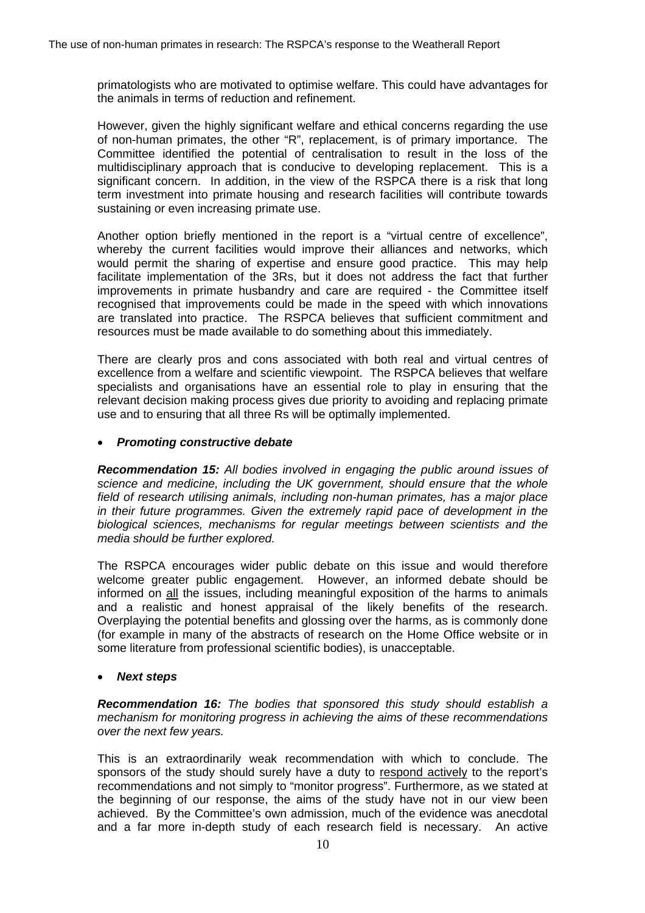primatologists who are motivated to optimise welfare. This could have advantages for the animals in terms of reduction and refinement.

However, given the highly significant welfare and ethical concerns regarding the use of non-human primates, the other "R", replacement, is of primary importance. The Committee identified the potential of centralisation to result in the loss of the multidisciplinary approach that is conducive to developing replacement. This is a significant concern. In addition, in the view of the RSPCA there is a risk that long term investment into primate housing and research facilities will contribute towards sustaining or even increasing primate use.

Another option briefly mentioned in the report is a "virtual centre of excellence", whereby the current facilities would improve their alliances and networks, which would permit the sharing of expertise and ensure good practice. This may help facilitate implementation of the 3Rs, but it does not address the fact that further improvements in primate husbandry and care are required - the Committee itself recognised that improvements could be made in the speed with which innovations are translated into practice. The RSPCA believes that sufficient commitment and resources must be made available to do something about this immediately.

There are clearly pros and cons associated with both real and virtual centres of excellence from a welfare and scientific viewpoint. The RSPCA believes that welfare specialists and organisations have an essential role to play in ensuring that the relevant decision making process gives due priority to avoiding and replacing primate use and to ensuring that all three Rs will be optimally implemented.

- ***Promoting constructive debate***

***Recommendation 15:*** *All bodies involved in engaging the public around issues of science and medicine, including the UK government, should ensure that the whole field of research utilising animals, including non-human primates, has a major place in their future programmes. Given the extremely rapid pace of development in the biological sciences, mechanisms for regular meetings between scientists and the media should be further explored.*

The RSPCA encourages wider public debate on this issue and would therefore welcome greater public engagement. However, an informed debate should be informed on <u>all</u> the issues, including meaningful exposition of the harms to animals and a realistic and honest appraisal of the likely benefits of the research. Overplaying the potential benefits and glossing over the harms, as is commonly done (for example in many of the abstracts of research on the Home Office website or in some literature from professional scientific bodies), is unacceptable.

- ***Next steps***

***Recommendation 16:*** *The bodies that sponsored this study should establish a mechanism for monitoring progress in achieving the aims of these recommendations over the next few years.*

This is an extraordinarily weak recommendation with which to conclude. The sponsors of the study should surely have a duty to <u>respond actively</u> to the report's recommendations and not simply to "monitor progress". Furthermore, as we stated at the beginning of our response, the aims of the study have not in our view been achieved. By the Committee's own admission, much of the evidence was anecdotal and a far more in-depth study of each research field is necessary. An active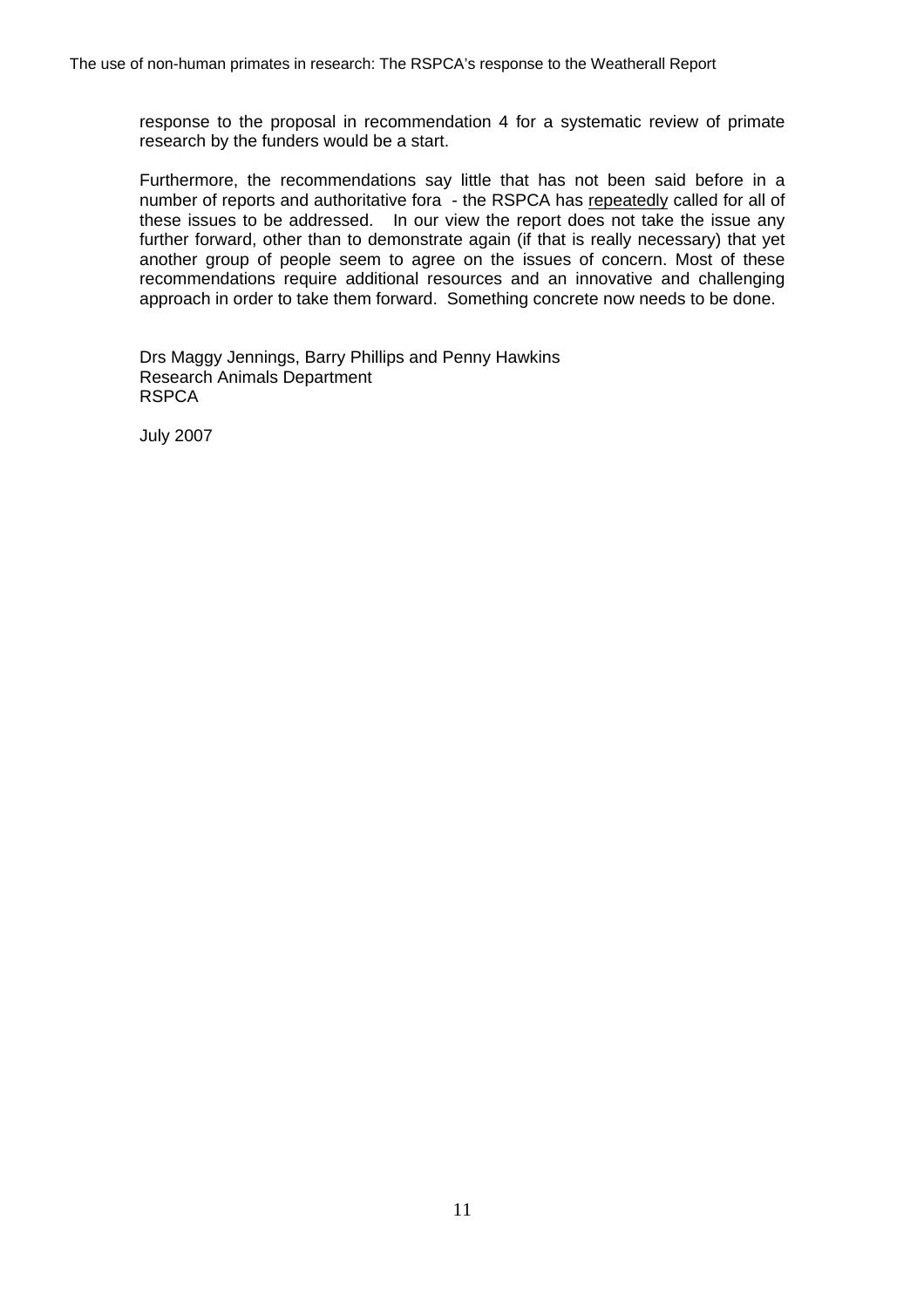response to the proposal in recommendation 4 for a systematic review of primate research by the funders would be a start.

Furthermore, the recommendations say little that has not been said before in a number of reports and authoritative fora - the RSPCA has <u>repeatedly</u> called for all of these issues to be addressed. In our view the report does not take the issue any further forward, other than to demonstrate again (if that is really necessary) that yet another group of people seem to agree on the issues of concern. Most of these recommendations require additional resources and an innovative and challenging approach in order to take them forward. Something concrete now needs to be done.

Drs Maggy Jennings, Barry Phillips and Penny Hawkins  
Research Animals Department  
RSPCA

July 2007